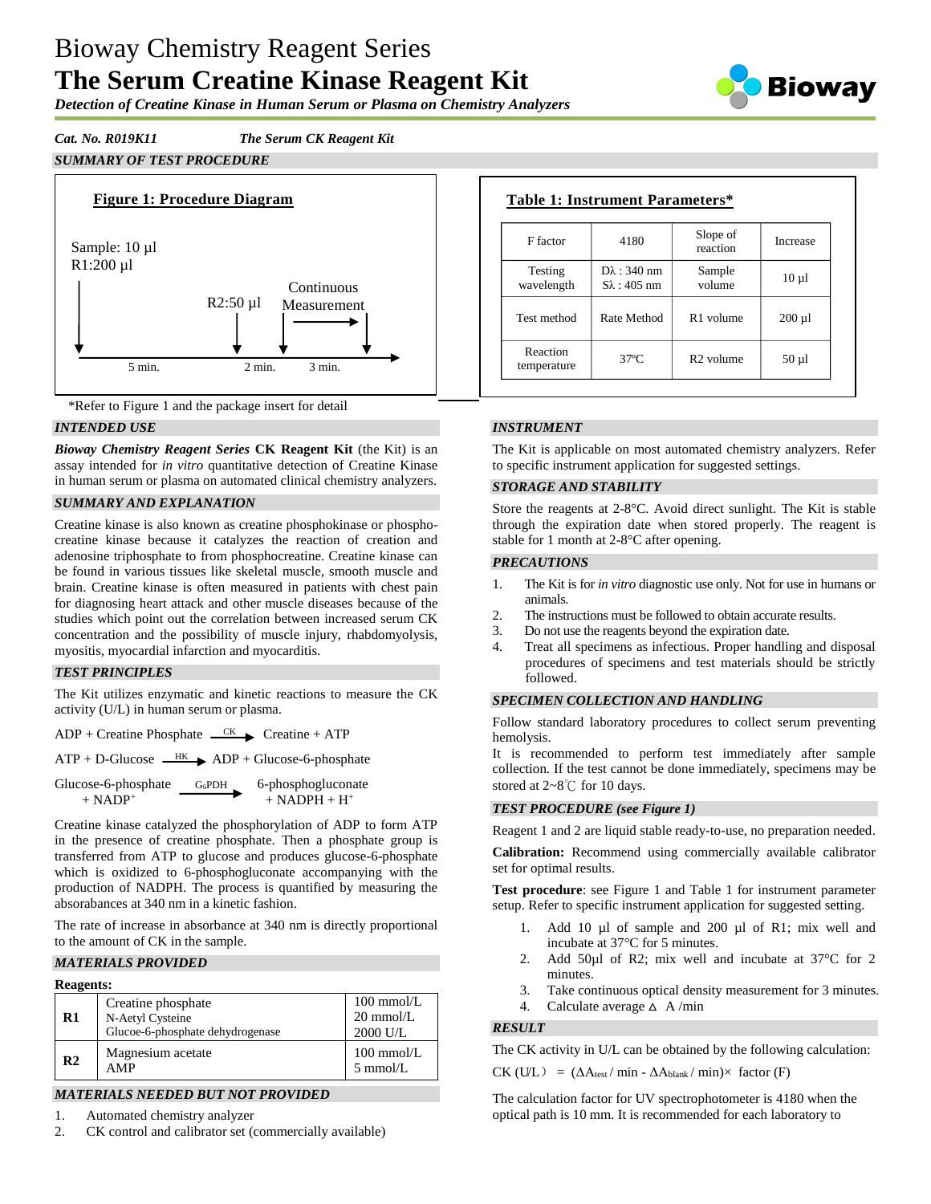# Bioway Chemistry Reagent Series

# The Serum Creatine Kinase Reagent Kit

***Detection of Creatine Kinase in Human Serum or Plasma on Chemistry Analyzers***

***Cat. No. R019K11*** ***The Serum CK Reagent Kit***

## *SUMMARY OF TEST PROCEDURE*

**Figure 1: Procedure Diagram**

Sample: 10 µl
R1:200 µl

R2:50 µl

Continuous Measurement

5 min. 2 min. 3 min.

*Refer to Figure 1 and the package insert for detail

**Table 1: Instrument Parameters***

| F factor | 4180 | Slope of reaction | Increase |
|---|---|---|---|
| Testing wavelength | Dλ : 340 nm<br>Sλ : 405 nm | Sample volume | 10 µl |
| Test method | Rate Method | R1 volume | 200 µl |
| Reaction temperature | 37ºC | R2 volume | 50 µl |

## *INTENDED USE*

***Bioway Chemistry Reagent Series*** **CK Reagent Kit** (the Kit) is an assay intended for *in vitro* quantitative detection of Creatine Kinase in human serum or plasma on automated clinical chemistry analyzers.

## *SUMMARY AND EXPLANATION*

Creatine kinase is also known as creatine phosphokinase or phospho-creatine kinase because it catalyzes the reaction of creation and adenosine triphosphate to from phosphocreatine. Creatine kinase can be found in various tissues like skeletal muscle, smooth muscle and brain. Creatine kinase is often measured in patients with chest pain for diagnosing heart attack and other muscle diseases because of the studies which point out the correlation between increased serum CK concentration and the possibility of muscle injury, rhabdomyolysis, myositis, myocardial infarction and myocarditis.

## *TEST PRINCIPLES*

The Kit utilizes enzymatic and kinetic reactions to measure the CK activity (U/L) in human serum or plasma.

$$\text{ADP + Creatine Phosphate} \xrightarrow{\text{CK}} \text{Creatine + ATP}$$

$$\text{ATP + D-Glucose} \xrightarrow{\text{HK}} \text{ADP + Glucose-6-phosphate}$$

$$\text{Glucose-6-phosphate} + NADP^+ \xrightarrow{G_6PDH} \text{6-phosphogluconate} + NADPH + H^+$$

Creatine kinase catalyzed the phosphorylation of ADP to form ATP in the presence of creatine phosphate. Then a phosphate group is transferred from ATP to glucose and produces glucose-6-phosphate which is oxidized to 6-phosphogluconate accompanying with the production of NADPH. The process is quantified by measuring the absorbances at 340 nm in a kinetic fashion.

The rate of increase in absorbance at 340 nm is directly proportional to the amount of CK in the sample.

## *MATERIALS PROVIDED*

**Reagents:**

| | | |
|---|---|---|
| **R1** | Creatine phosphate<br>N-Aetyl Cysteine<br>Glucoe-6-phosphate dehydrogenase | 100 mmol/L<br>20 mmol/L<br>2000 U/L |
| **R2** | Magnesium acetate<br>AMP | 100 mmol/L<br>5 mmol/L |

## *MATERIALS NEEDED BUT NOT PROVIDED*

1. Automated chemistry analyzer
2. CK control and calibrator set (commercially available)

## *INSTRUMENT*

The Kit is applicable on most automated chemistry analyzers. Refer to specific instrument application for suggested settings.

## *STORAGE AND STABILITY*

Store the reagents at 2-8°C. Avoid direct sunlight. The Kit is stable through the expiration date when stored properly. The reagent is stable for 1 month at 2-8°C after opening.

## *PRECAUTIONS*

1. The Kit is for *in vitro* diagnostic use only. Not for use in humans or animals.
2. The instructions must be followed to obtain accurate results.
3. Do not use the reagents beyond the expiration date.
4. Treat all specimens as infectious. Proper handling and disposal procedures of specimens and test materials should be strictly followed.

## *SPECIMEN COLLECTION AND HANDLING*

Follow standard laboratory procedures to collect serum preventing hemolysis.

It is recommended to perform test immediately after sample collection. If the test cannot be done immediately, specimens may be stored at 2~8℃ for 10 days.

## *TEST PROCEDURE (see Figure 1)*

Reagent 1 and 2 are liquid stable ready-to-use, no preparation needed.

**Calibration:** Recommend using commercially available calibrator set for optimal results.

**Test procedure**: see Figure 1 and Table 1 for instrument parameter setup. Refer to specific instrument application for suggested setting.

1. Add 10 µl of sample and 200 µl of R1; mix well and incubate at 37°C for 5 minutes.
2. Add 50µl of R2; mix well and incubate at 37°C for 2 minutes.
3. Take continuous optical density measurement for 3 minutes.
4. Calculate average $\Delta A$ /min

## *RESULT*

The CK activity in U/L can be obtained by the following calculation:

$$\text{CK (U/L)} = (\Delta A_{test} / \text{min} - \Delta A_{blank} / \text{min}) \times \text{factor (F)}$$

The calculation factor for UV spectrophotometer is 4180 when the optical path is 10 mm. It is recommended for each laboratory to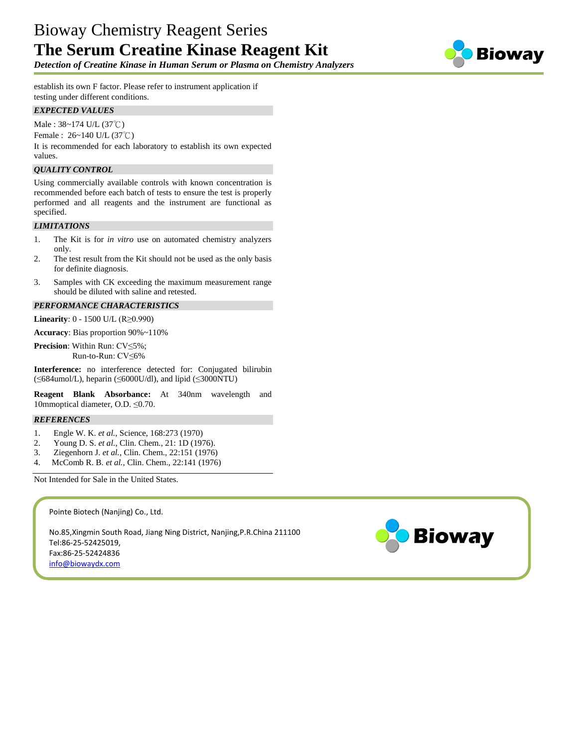establish its own F factor. Please refer to instrument application if testing under different conditions.

## *EXPECTED VALUES*

Male : 38~174 U/L (37℃)

Female : 26~140 U/L (37℃)

It is recommended for each laboratory to establish its own expected values.

## *QUALITY CONTROL*

Using commercially available controls with known concentration is recommended before each batch of tests to ensure the test is properly performed and all reagents and the instrument are functional as specified.

## *LIMITATIONS*

1. The Kit is for *in vitro* use on automated chemistry analyzers only.
2. The test result from the Kit should not be used as the only basis for definite diagnosis.
3. Samples with CK exceeding the maximum measurement range should be diluted with saline and retested.

## *PERFORMANCE CHARACTERISTICS*

**Linearity**: 0 - 1500 U/L (R≥0.990)

**Accuracy**: Bias proportion 90%~110%

**Precision**: Within Run: CV≤5%;
Run-to-Run: CV≤6%

**Interference:** no interference detected for: Conjugated bilirubin (≤684umol/L), heparin (≤6000U/dl), and lipid (≤3000NTU)

**Reagent Blank Absorbance:** At 340nm wavelength and 10mmoptical diameter, O.D. ≤0.70.

## *REFERENCES*

1. Engle W. K. *et al.*, Science, 168:273 (1970)
2. Young D. S. *et al.*, Clin. Chem., 21: 1D (1976).
3. Ziegenhorn J. *et al.*, Clin. Chem., 22:151 (1976)
4. McComb R. B. *et al.*, Clin. Chem., 22:141 (1976)

Not Intended for Sale in the United States.

Pointe Biotech (Nanjing) Co., Ltd.

No.85,Xingmin South Road, Jiang Ning District, Nanjing,P.R.China 211100
Tel:86-25-52425019,
Fax:86-25-52424836
info@biowaydx.com